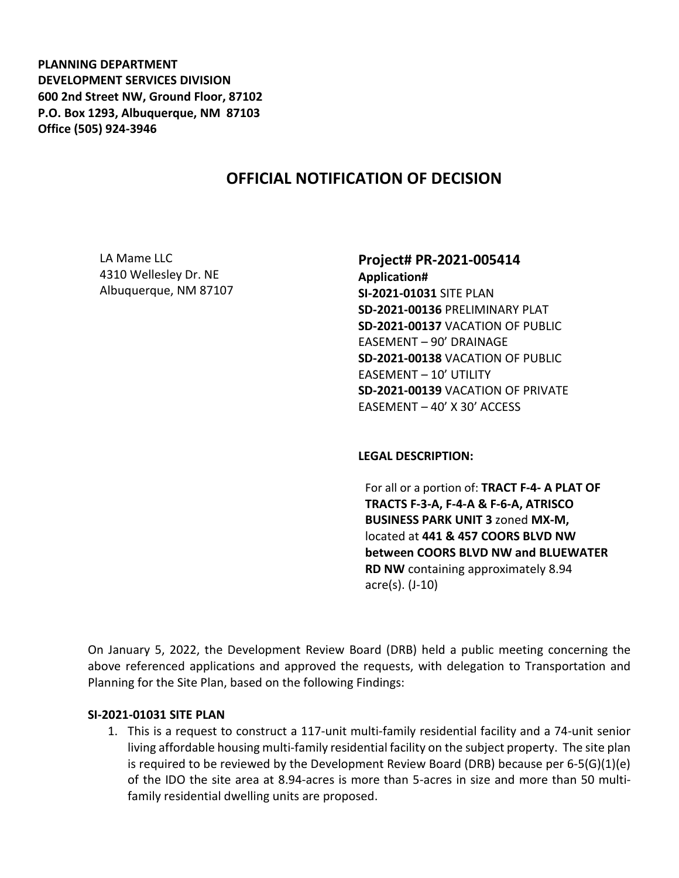**PLANNING DEPARTMENT**
**DEVELOPMENT SERVICES DIVISION**
**600 2nd Street NW, Ground Floor, 87102**
**P.O. Box 1293, Albuquerque, NM 87103**
**Office (505) 924-3946**

# OFFICIAL NOTIFICATION OF DECISION

LA Mame LLC
4310 Wellesley Dr. NE
Albuquerque, NM 87107

## Project# PR-2021-005414

**Application#**
**SI-2021-01031** SITE PLAN
**SD-2021-00136** PRELIMINARY PLAT
**SD-2021-00137** VACATION OF PUBLIC EASEMENT – 90' DRAINAGE
**SD-2021-00138** VACATION OF PUBLIC EASEMENT – 10' UTILITY
**SD-2021-00139** VACATION OF PRIVATE EASEMENT – 40' X 30' ACCESS

**LEGAL DESCRIPTION:**

For all or a portion of: **TRACT F-4- A PLAT OF TRACTS F-3-A, F-4-A & F-6-A, ATRISCO BUSINESS PARK UNIT 3** zoned **MX-M,** located at **441 & 457 COORS BLVD NW between COORS BLVD NW and BLUEWATER RD NW** containing approximately 8.94 acre(s). (J-10)

On January 5, 2022, the Development Review Board (DRB) held a public meeting concerning the above referenced applications and approved the requests, with delegation to Transportation and Planning for the Site Plan, based on the following Findings:

**SI-2021-01031 SITE PLAN**

1. This is a request to construct a 117-unit multi-family residential facility and a 74-unit senior living affordable housing multi-family residential facility on the subject property. The site plan is required to be reviewed by the Development Review Board (DRB) because per 6-5(G)(1)(e) of the IDO the site area at 8.94-acres is more than 5-acres in size and more than 50 multi-family residential dwelling units are proposed.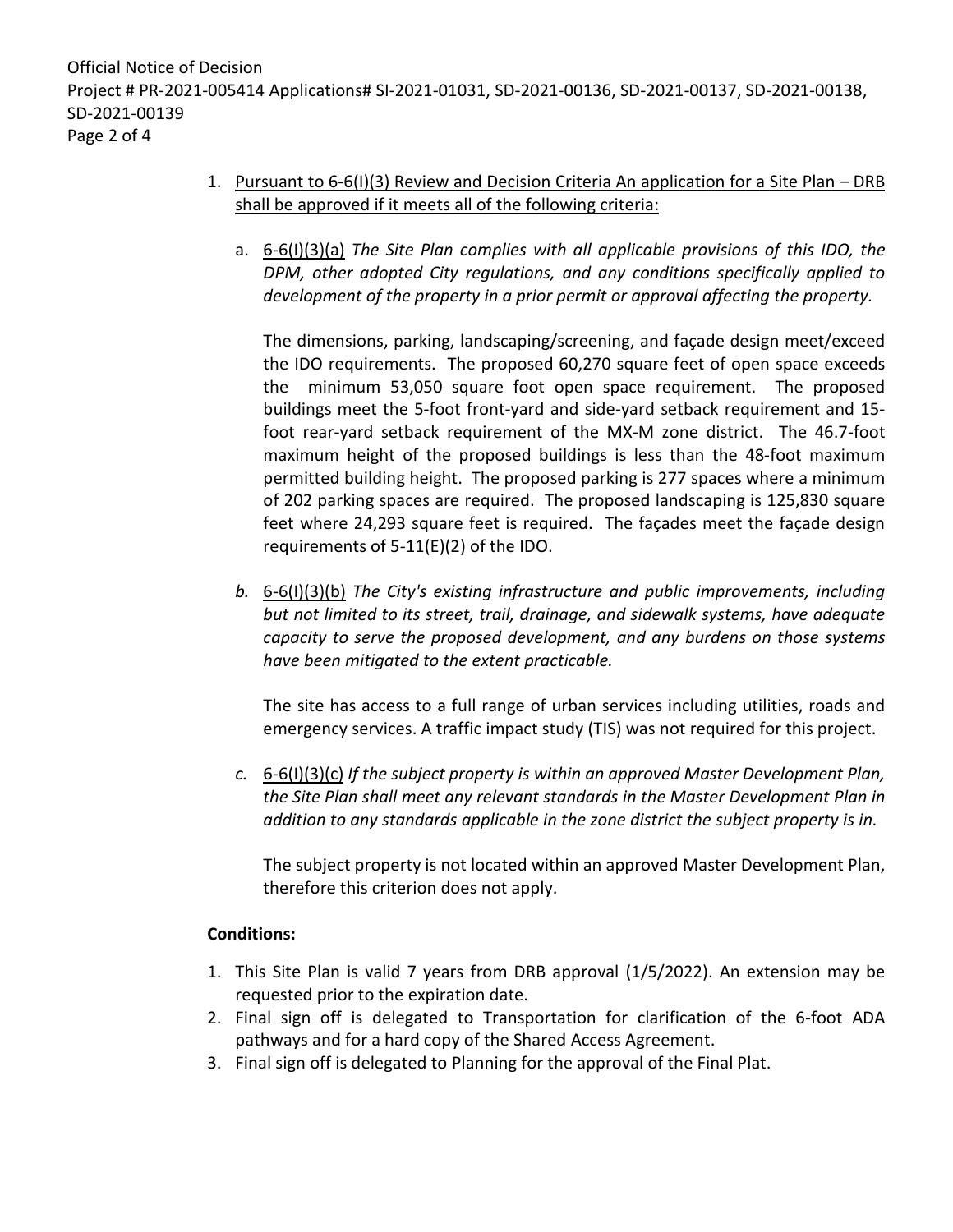1. Pursuant to 6-6(I)(3) Review and Decision Criteria An application for a Site Plan – DRB shall be approved if it meets all of the following criteria:

   a. 6-6(I)(3)(a) *The Site Plan complies with all applicable provisions of this IDO, the DPM, other adopted City regulations, and any conditions specifically applied to development of the property in a prior permit or approval affecting the property.*

      The dimensions, parking, landscaping/screening, and façade design meet/exceed the IDO requirements. The proposed 60,270 square feet of open space exceeds the minimum 53,050 square foot open space requirement. The proposed buildings meet the 5-foot front-yard and side-yard setback requirement and 15-foot rear-yard setback requirement of the MX-M zone district. The 46.7-foot maximum height of the proposed buildings is less than the 48-foot maximum permitted building height. The proposed parking is 277 spaces where a minimum of 202 parking spaces are required. The proposed landscaping is 125,830 square feet where 24,293 square feet is required. The façades meet the façade design requirements of 5-11(E)(2) of the IDO.

   *b.* 6-6(I)(3)(b) *The City's existing infrastructure and public improvements, including but not limited to its street, trail, drainage, and sidewalk systems, have adequate capacity to serve the proposed development, and any burdens on those systems have been mitigated to the extent practicable.*

      The site has access to a full range of urban services including utilities, roads and emergency services. A traffic impact study (TIS) was not required for this project.

   *c.* 6-6(I)(3)(c) *If the subject property is within an approved Master Development Plan, the Site Plan shall meet any relevant standards in the Master Development Plan in addition to any standards applicable in the zone district the subject property is in.*

      The subject property is not located within an approved Master Development Plan, therefore this criterion does not apply.

**Conditions:**

1. This Site Plan is valid 7 years from DRB approval (1/5/2022). An extension may be requested prior to the expiration date.
2. Final sign off is delegated to Transportation for clarification of the 6-foot ADA pathways and for a hard copy of the Shared Access Agreement.
3. Final sign off is delegated to Planning for the approval of the Final Plat.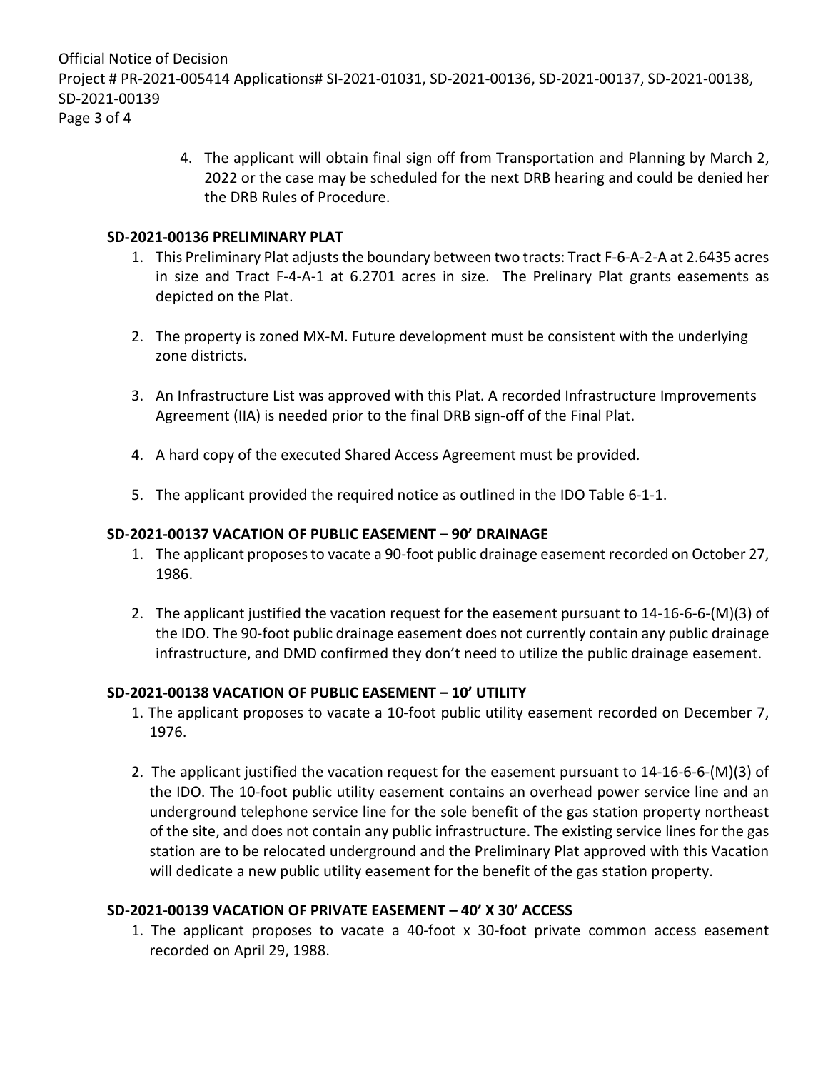4. The applicant will obtain final sign off from Transportation and Planning by March 2, 2022 or the case may be scheduled for the next DRB hearing and could be denied her the DRB Rules of Procedure.

**SD-2021-00136 PRELIMINARY PLAT**

1. This Preliminary Plat adjusts the boundary between two tracts: Tract F-6-A-2-A at 2.6435 acres in size and Tract F-4-A-1 at 6.2701 acres in size. The Prelinary Plat grants easements as depicted on the Plat.

2. The property is zoned MX-M. Future development must be consistent with the underlying zone districts.

3. An Infrastructure List was approved with this Plat. A recorded Infrastructure Improvements Agreement (IIA) is needed prior to the final DRB sign-off of the Final Plat.

4. A hard copy of the executed Shared Access Agreement must be provided.

5. The applicant provided the required notice as outlined in the IDO Table 6-1-1.

**SD-2021-00137 VACATION OF PUBLIC EASEMENT – 90' DRAINAGE**

1. The applicant proposes to vacate a 90-foot public drainage easement recorded on October 27, 1986.

2. The applicant justified the vacation request for the easement pursuant to 14-16-6-6-(M)(3) of the IDO. The 90-foot public drainage easement does not currently contain any public drainage infrastructure, and DMD confirmed they don't need to utilize the public drainage easement.

**SD-2021-00138 VACATION OF PUBLIC EASEMENT – 10' UTILITY**

1. The applicant proposes to vacate a 10-foot public utility easement recorded on December 7, 1976.

2. The applicant justified the vacation request for the easement pursuant to 14-16-6-6-(M)(3) of the IDO. The 10-foot public utility easement contains an overhead power service line and an underground telephone service line for the sole benefit of the gas station property northeast of the site, and does not contain any public infrastructure. The existing service lines for the gas station are to be relocated underground and the Preliminary Plat approved with this Vacation will dedicate a new public utility easement for the benefit of the gas station property.

**SD-2021-00139 VACATION OF PRIVATE EASEMENT – 40' X 30' ACCESS**

1. The applicant proposes to vacate a 40-foot x 30-foot private common access easement recorded on April 29, 1988.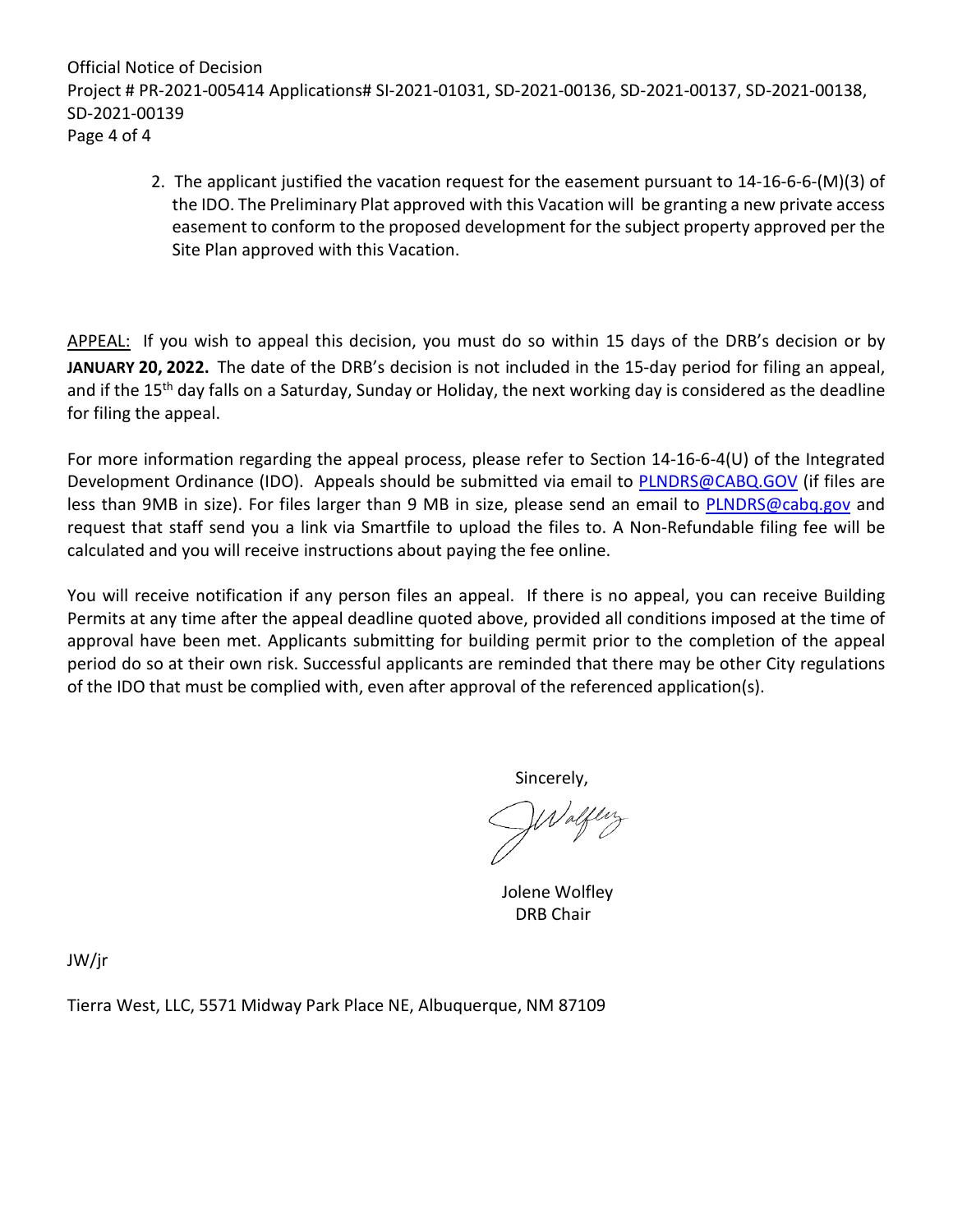2. The applicant justified the vacation request for the easement pursuant to 14-16-6-6-(M)(3) of the IDO. The Preliminary Plat approved with this Vacation will be granting a new private access easement to conform to the proposed development for the subject property approved per the Site Plan approved with this Vacation.

APPEAL: If you wish to appeal this decision, you must do so within 15 days of the DRB's decision or by **JANUARY 20, 2022.** The date of the DRB's decision is not included in the 15-day period for filing an appeal, and if the 15th day falls on a Saturday, Sunday or Holiday, the next working day is considered as the deadline for filing the appeal.

For more information regarding the appeal process, please refer to Section 14-16-6-4(U) of the Integrated Development Ordinance (IDO). Appeals should be submitted via email to PLNDRS@CABQ.GOV (if files are less than 9MB in size). For files larger than 9 MB in size, please send an email to PLNDRS@cabq.gov and request that staff send you a link via Smartfile to upload the files to. A Non-Refundable filing fee will be calculated and you will receive instructions about paying the fee online.

You will receive notification if any person files an appeal. If there is no appeal, you can receive Building Permits at any time after the appeal deadline quoted above, provided all conditions imposed at the time of approval have been met. Applicants submitting for building permit prior to the completion of the appeal period do so at their own risk. Successful applicants are reminded that there may be other City regulations of the IDO that must be complied with, even after approval of the referenced application(s).

Sincerely,

JWolfley

Jolene Wolfley
DRB Chair

JW/jr

Tierra West, LLC, 5571 Midway Park Place NE, Albuquerque, NM 87109